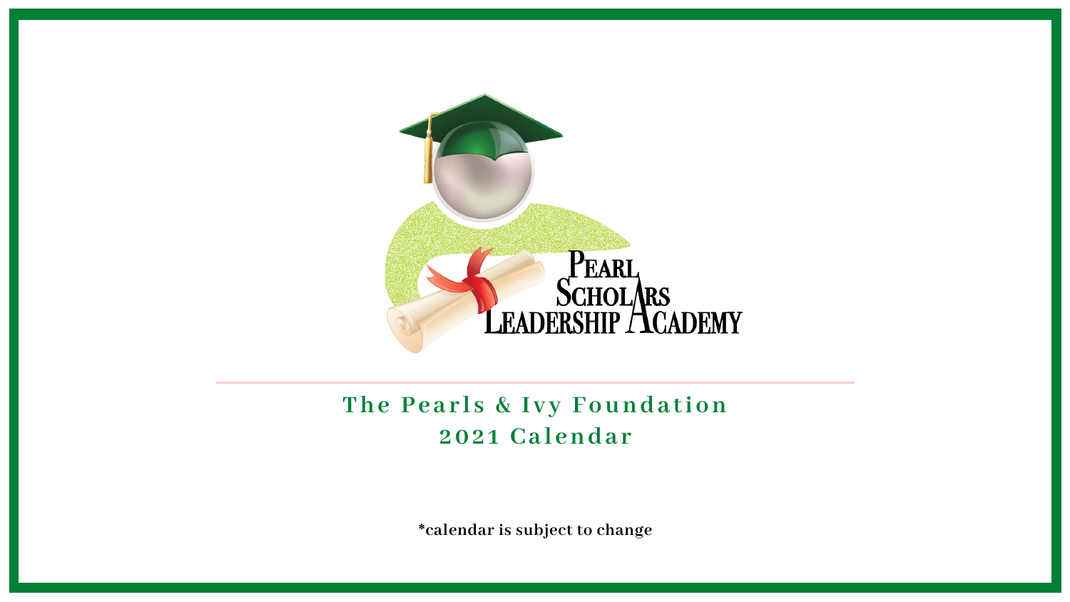Pearl Scholars Leadership Academy

# The Pearls & Ivy Foundation
# 2021 Calendar

**\*calendar is subject to change**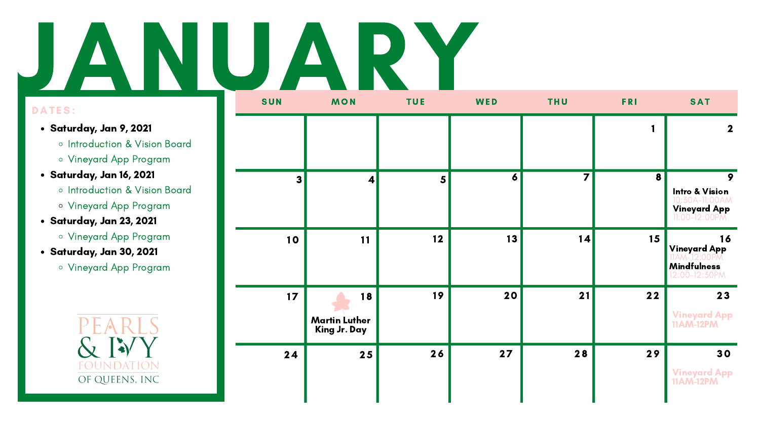# JANUARY

**DATES:**

- **Saturday, Jan 9, 2021**
  - Introduction & Vision Board
  - Vineyard App Program
- **Saturday, Jan 16, 2021**
  - Introduction & Vision Board
  - Vineyard App Program
- **Saturday, Jan 23, 2021**
  - Vineyard App Program
- **Saturday, Jan 30, 2021**
  - Vineyard App Program

PEARLS & IVY FOUNDATION OF QUEENS, INC

| SUN | MON | TUE | WED | THU | FRI | SAT |
|---|---|---|---|---|---|---|
| | | | | | 1 | 2 |
| 3 | 4 | 5 | 6 | 7 | 8 | 9 **Intro & Vision** 10:30A-11:00AM **Vineyard App** 11:00-12:00PM |
| 10 | 11 | 12 | 13 | 14 | 15 | 16 **Vineyard App** 11AM-12:00PM **Mindfulness** 12:00-12:30PM |
| 17 | 18 **Martin Luther King Jr. Day** | 19 | 20 | 21 | 22 | 23 **Vineyard App 11AM-12PM** |
| 24 | 25 | 26 | 27 | 28 | 29 | 30 **Vineyard App 11AM-12PM** |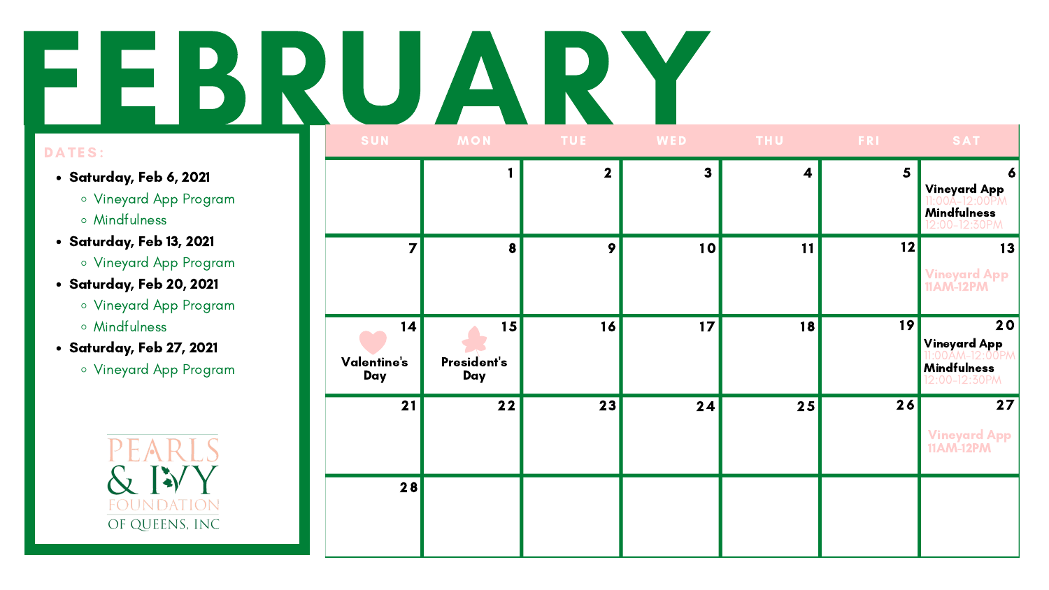# FEBRUARY

**DATES:**

- **Saturday, Feb 6, 2021**
  - Vineyard App Program
  - Mindfulness
- **Saturday, Feb 13, 2021**
  - Vineyard App Program
- **Saturday, Feb 20, 2021**
  - Vineyard App Program
  - Mindfulness
- **Saturday, Feb 27, 2021**
  - Vineyard App Program

PEARLS & IVY FOUNDATION OF QUEENS, INC

| SUN | MON | TUE | WED | THU | FRI | SAT |
|---|---|---|---|---|---|---|
| | 1 | 2 | 3 | 4 | 5 | 6 **Vineyard App** 11:00A-12:00PM **Mindfulness** 12:00-12:30PM |
| 7 | 8 | 9 | 10 | 11 | 12 | 13 Vineyard App 11AM-12PM |
| 14 **Valentine's Day** | 15 **President's Day** | 16 | 17 | 18 | 19 | 20 **Vineyard App** 11:00AM-12:00PM **Mindfulness** 12:00-12:30PM |
| 21 | 22 | 23 | 24 | 25 | 26 | 27 Vineyard App 11AM-12PM |
| 28 | | | | | | |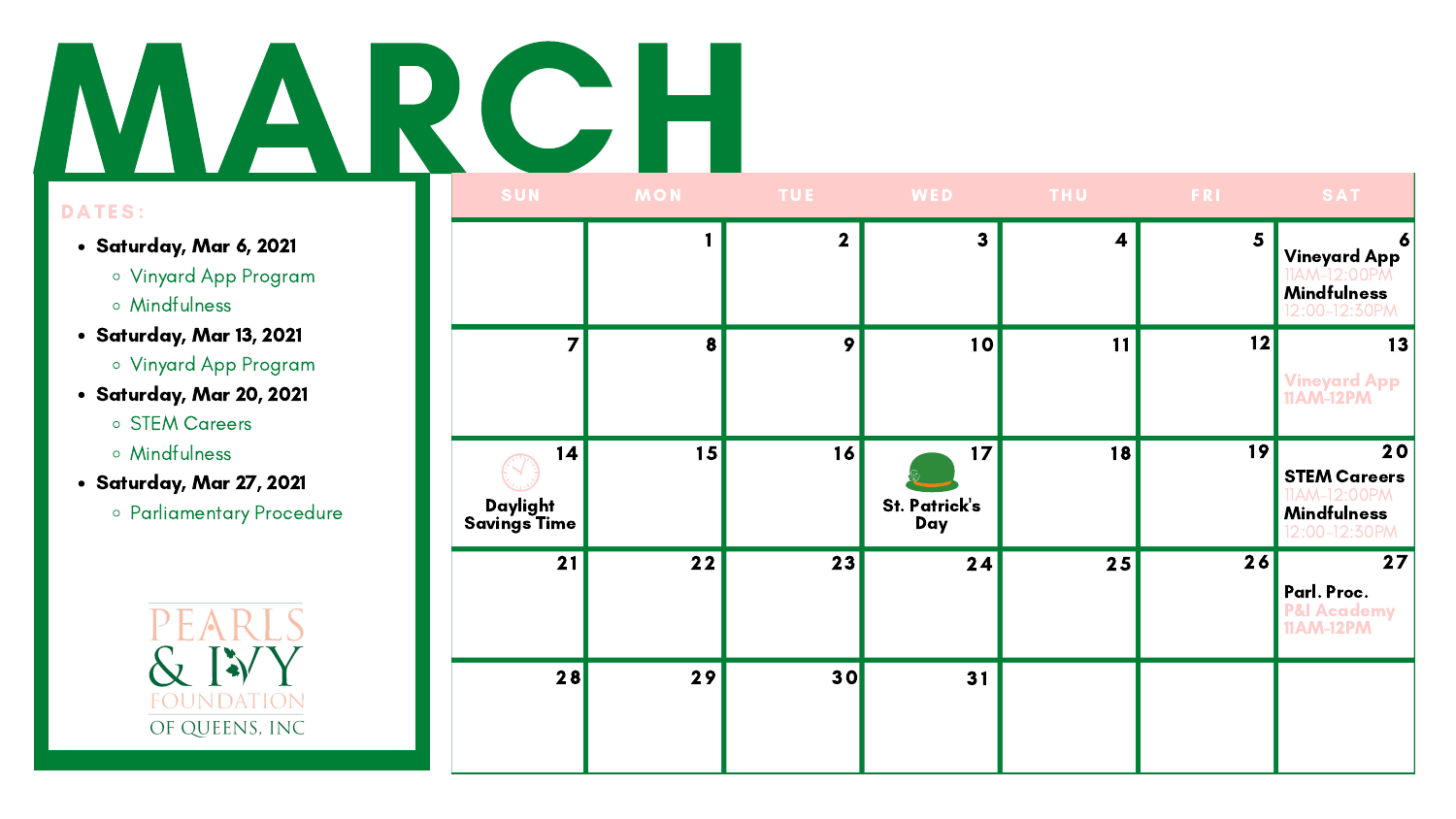# MARCH

**DATES:**

- **Saturday, Mar 6, 2021**
  - Vinyard App Program
  - Mindfulness
- **Saturday, Mar 13, 2021**
  - Vinyard App Program
- **Saturday, Mar 20, 2021**
  - STEM Careers
  - Mindfulness
- **Saturday, Mar 27, 2021**
  - Parliamentary Procedure

PEARLS & IVY FOUNDATION OF QUEENS, INC

| SUN | MON | TUE | WED | THU | FRI | SAT |
|---|---|---|---|---|---|---|
| | 1 | 2 | 3 | 4 | 5 | 6 **Vineyard App** 11AM-12:00PM **Mindfulness** 12:00-12:30PM |
| 7 | 8 | 9 | 10 | 11 | 12 | 13 **Vineyard App 11AM-12PM** |
| 14 **Daylight Savings Time** | 15 | 16 | 17 **St. Patrick's Day** | 18 | 19 | 20 **STEM Careers** 11AM-12:00PM **Mindfulness** 12:00-12:30PM |
| 21 | 22 | 23 | 24 | 25 | 26 | 27 **Parl. Proc.** **P&I Academy 11AM-12PM** |
| 28 | 29 | 30 | 31 | | | |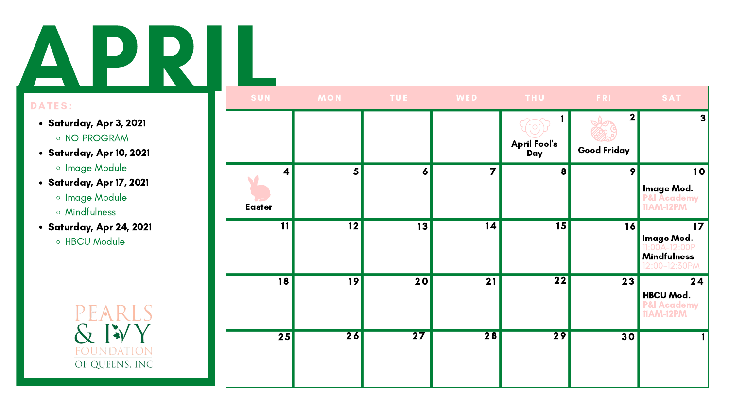# APRIL

**DATES:**

- **Saturday, Apr 3, 2021**
  - NO PROGRAM
- **Saturday, Apr 10, 2021**
  - Image Module
- **Saturday, Apr 17, 2021**
  - Image Module
  - Mindfulness
- **Saturday, Apr 24, 2021**
  - HBCU Module

PEARLS & IVY FOUNDATION OF QUEENS, INC

| SUN | MON | TUE | WED | THU | FRI | SAT |
|---|---|---|---|---|---|---|
| | | | | 1 April Fool's Day | 2 Good Friday | 3 |
| 4 Easter | 5 | 6 | 7 | 8 | 9 | 10 **Image Mod.** P&I Academy 11AM-12PM |
| 11 | 12 | 13 | 14 | 15 | 16 | 17 **Image Mod.** 11:00A-12:00P **Mindfulness** 12:00-12:30PM |
| 18 | 19 | 20 | 21 | 22 | 23 | 24 **HBCU Mod.** P&I Academy 11AM-12PM |
| 25 | 26 | 27 | 28 | 29 | 30 | 1 |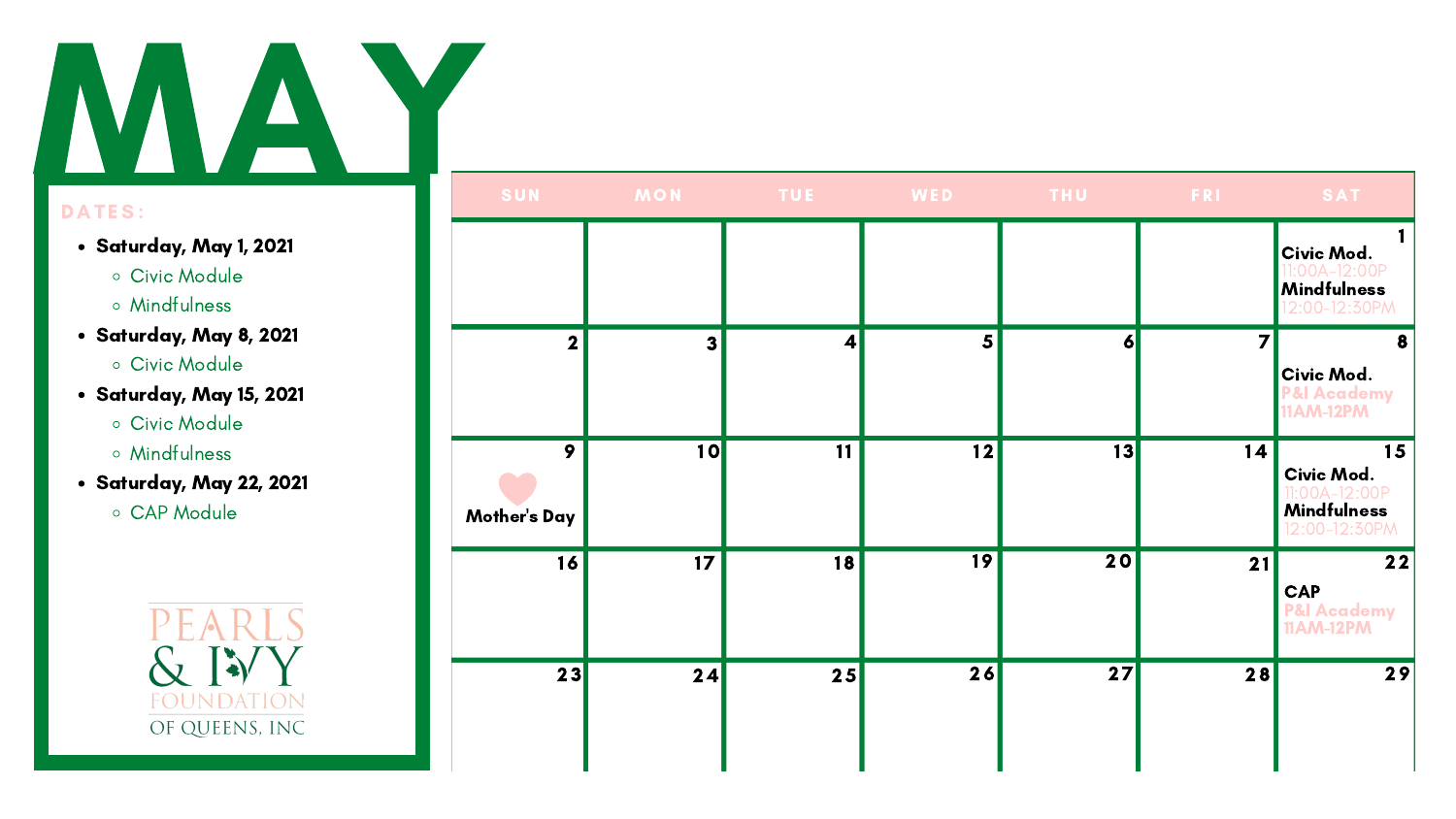# MAY

**DATES:**

- **Saturday, May 1, 2021**
  - Civic Module
  - Mindfulness
- **Saturday, May 8, 2021**
  - Civic Module
- **Saturday, May 15, 2021**
  - Civic Module
  - Mindfulness
- **Saturday, May 22, 2021**
  - CAP Module

PEARLS & IVY FOUNDATION OF QUEENS, INC

| SUN | MON | TUE | WED | THU | FRI | SAT |
| --- | --- | --- | --- | --- | --- | --- |
| | | | | | | 1 **Civic Mod.** 11:00A-12:00P **Mindfulness** 12:00-12:30PM |
| 2 | 3 | 4 | 5 | 6 | 7 | 8 **Civic Mod.** P&I Academy 11AM-12PM |
| 9 **Mother's Day** | 10 | 11 | 12 | 13 | 14 | 15 **Civic Mod.** 11:00A-12:00P **Mindfulness** 12:00-12:30PM |
| 16 | 17 | 18 | 19 | 20 | 21 | 22 **CAP** P&I Academy 11AM-12PM |
| 23 | 24 | 25 | 26 | 27 | 28 | 29 |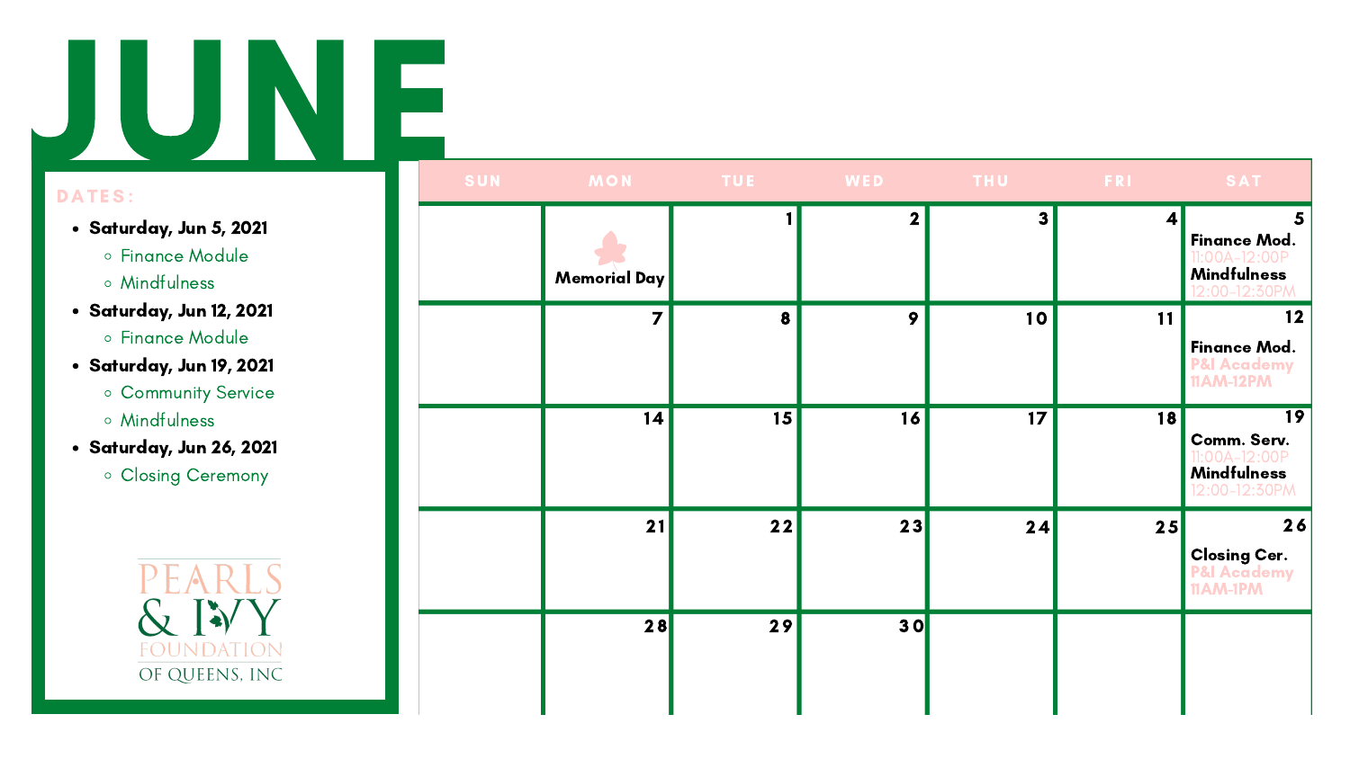# JUNE

**DATES:**

- **Saturday, Jun 5, 2021**
  - Finance Module
  - Mindfulness
- **Saturday, Jun 12, 2021**
  - Finance Module
- **Saturday, Jun 19, 2021**
  - Community Service
  - Mindfulness
- **Saturday, Jun 26, 2021**
  - Closing Ceremony

PEARLS & IVY FOUNDATION OF QUEENS, INC

| SUN | MON | TUE | WED | THU | FRI | SAT |
|---|---|---|---|---|---|---|
| | Memorial Day | 1 | 2 | 3 | 4 | 5 **Finance Mod.** 11:00A-12:00P **Mindfulness** 12:00-12:30PM |
| | 7 | 8 | 9 | 10 | 11 | 12 **Finance Mod.** P&I Academy 11AM-12PM |
| | 14 | 15 | 16 | 17 | 18 | 19 **Comm. Serv.** 11:00A-12:00P **Mindfulness** 12:00-12:30PM |
| | 21 | 22 | 23 | 24 | 25 | 26 **Closing Cer.** P&I Academy 11AM-1PM |
| | 28 | 29 | 30 | | | |